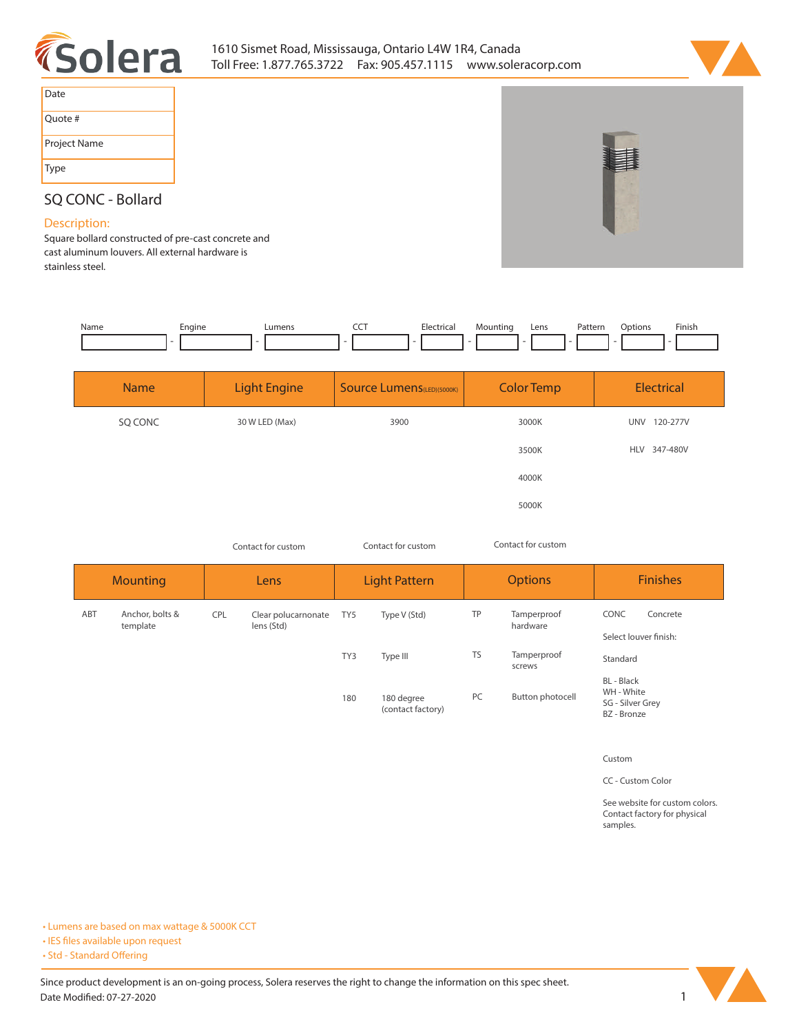1610 Sismet Road, Mississauga, Ontario L4W 1R4, Canada
Toll Free: 1.877.765.3722 Fax: 905.457.1115 www.soleracorp.com

| Date | |
|---|---|
| Quote # | |
| Project Name | |
| Type | |

## SQ CONC - Bollard

### Description:

Square bollard constructed of pre-cast concrete and cast aluminum louvers. All external hardware is stainless steel.

| Name | Engine | Lumens | CCT | Electrical | Mounting | Lens | Pattern | Options | Finish |
|---|---|---|---|---|---|---|---|---|---|
| | - | - | - | - | - | - | - | - | - |

| Name | Light Engine | Source Lumens(LED)(5000K) | Color Temp | Electrical |
|---|---|---|---|---|
| SQ CONC | 30 W LED (Max) | 3900 | 3000K | UNV 120-277V |
| | | | 3500K | HLV 347-480V |
| | | | 4000K | |
| | | | 5000K | |
| | Contact for custom | Contact for custom | Contact for custom | |

| Mounting | | Lens | | Light Pattern | | Options | | Finishes | |
|---|---|---|---|---|---|---|---|---|---|
| ABT | Anchor, bolts & template | CPL | Clear polucarnonate lens (Std) | TY5 | Type V (Std) | TP | Tamperproof hardware | CONC | Concrete |
| | | | | | | | | Select louver finish: | |
| | | | | TY3 | Type III | TS | Tamperproof screws | Standard | |
| | | | | 180 | 180 degree (contact factory) | PC | Button photocell | BL - Black<br>WH - White<br>SG - Silver Grey<br>BZ - Bronze | |
| | | | | | | | | Custom | |
| | | | | | | | | CC - Custom Color | |
| | | | | | | | | See website for custom colors. Contact factory for physical samples. | |

- Lumens are based on max wattage & 5000K CCT
- IES files available upon request
- Std - Standard Offering

Since product development is an on-going process, Solera reserves the right to change the information on this spec sheet.
Date Modified: 07-27-2020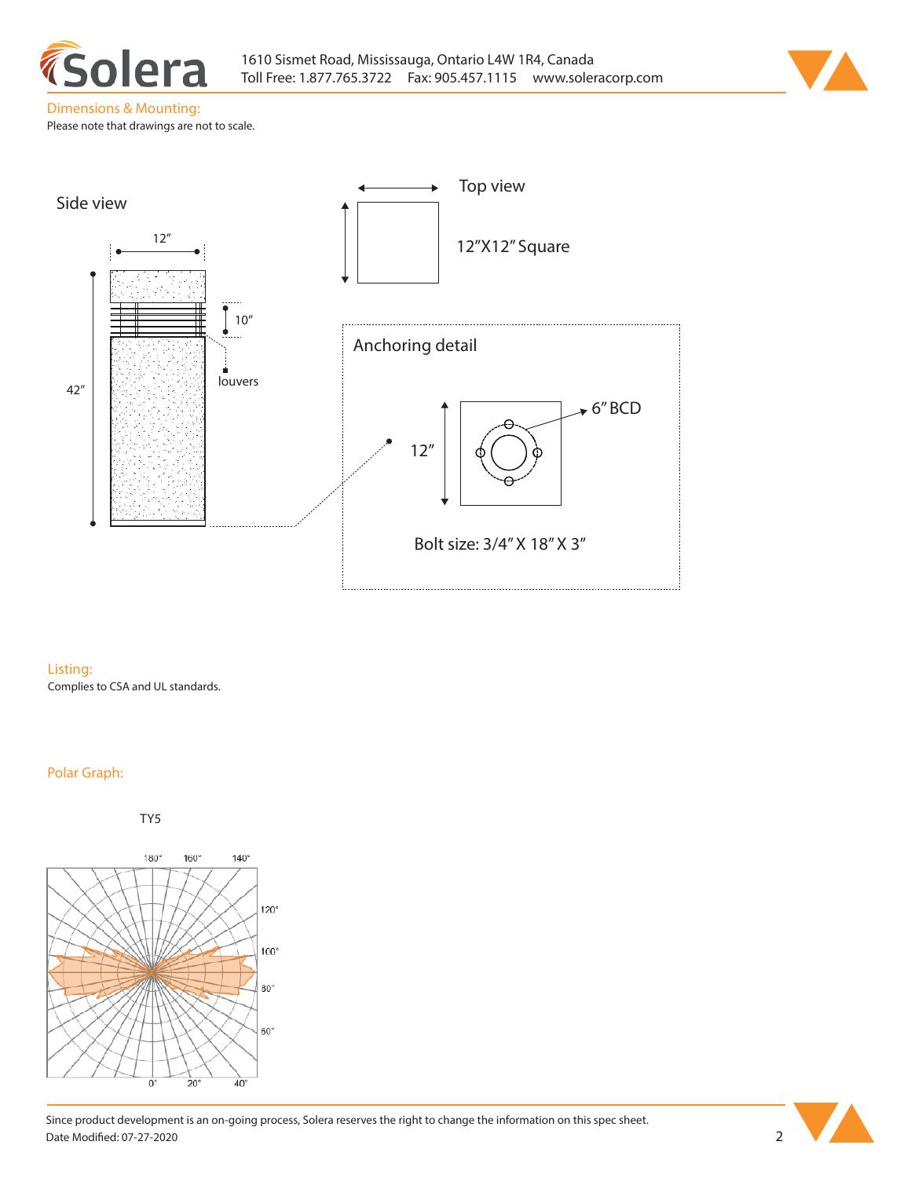1610 Sismet Road, Mississauga, Ontario L4W 1R4, Canada
Toll Free: 1.877.765.3722 Fax: 905.457.1115 www.soleracorp.com

## Dimensions & Mounting:

Please note that drawings are not to scale.

Side view

12″

10″

louvers

42″

Top view

12″X12″ Square

Anchoring detail

12″

6″ BCD

Bolt size: 3/4″ X 18″ X 3″

## Listing:

Complies to CSA and UL standards.

## Polar Graph:

TY5

180° 160° 140°

120°

100°

80°

60°

0° 20° 40°

Since product development is an on-going process, Solera reserves the right to change the information on this spec sheet.
Date Modified: 07-27-2020